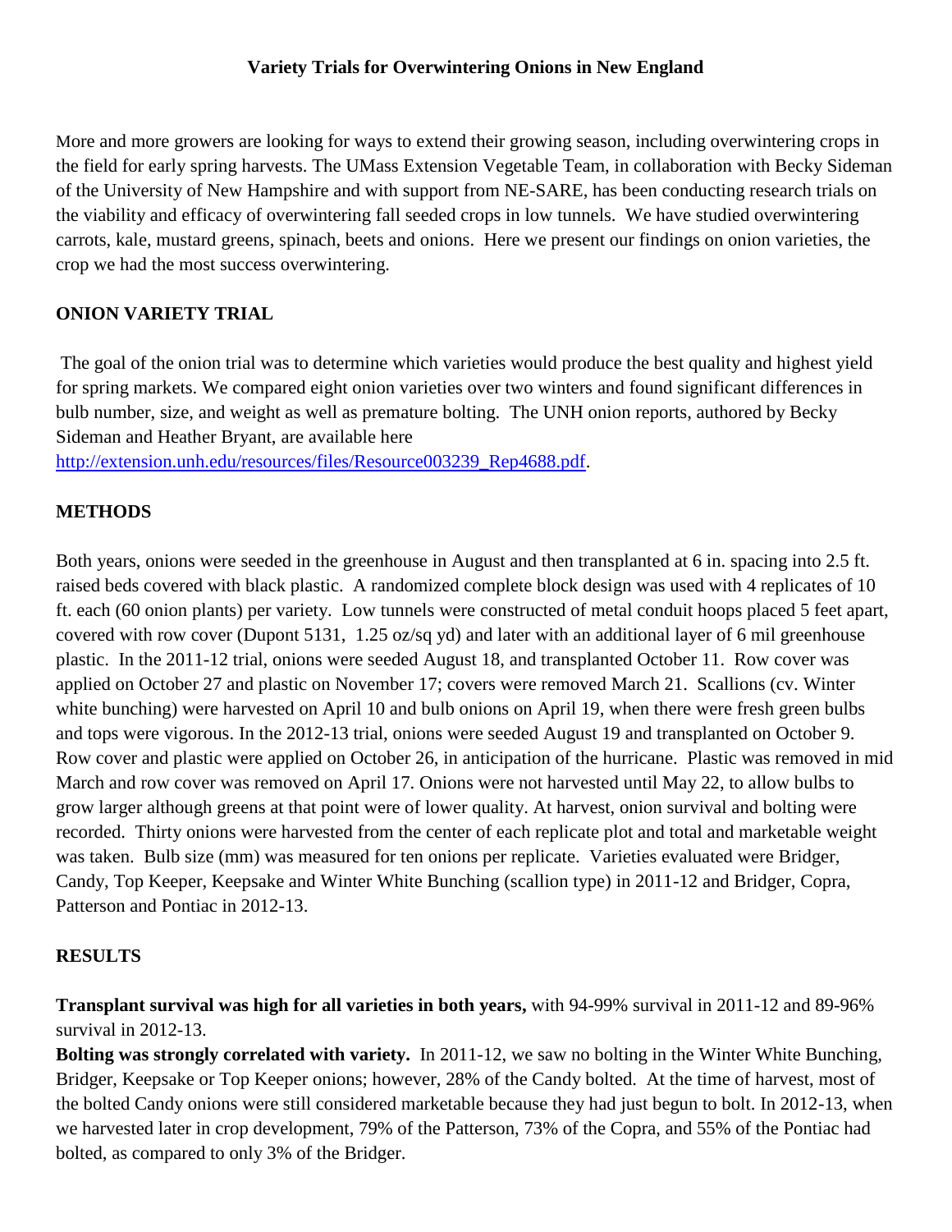# Variety Trials for Overwintering Onions in New England

More and more growers are looking for ways to extend their growing season, including overwintering crops in the field for early spring harvests. The UMass Extension Vegetable Team, in collaboration with Becky Sideman of the University of New Hampshire and with support from NE-SARE, has been conducting research trials on the viability and efficacy of overwintering fall seeded crops in low tunnels. We have studied overwintering carrots, kale, mustard greens, spinach, beets and onions. Here we present our findings on onion varieties, the crop we had the most success overwintering.

## ONION VARIETY TRIAL

The goal of the onion trial was to determine which varieties would produce the best quality and highest yield for spring markets. We compared eight onion varieties over two winters and found significant differences in bulb number, size, and weight as well as premature bolting. The UNH onion reports, authored by Becky Sideman and Heather Bryant, are available here http://extension.unh.edu/resources/files/Resource003239_Rep4688.pdf.

## METHODS

Both years, onions were seeded in the greenhouse in August and then transplanted at 6 in. spacing into 2.5 ft. raised beds covered with black plastic. A randomized complete block design was used with 4 replicates of 10 ft. each (60 onion plants) per variety. Low tunnels were constructed of metal conduit hoops placed 5 feet apart, covered with row cover (Dupont 5131, 1.25 oz/sq yd) and later with an additional layer of 6 mil greenhouse plastic. In the 2011-12 trial, onions were seeded August 18, and transplanted October 11. Row cover was applied on October 27 and plastic on November 17; covers were removed March 21. Scallions (cv. Winter white bunching) were harvested on April 10 and bulb onions on April 19, when there were fresh green bulbs and tops were vigorous. In the 2012-13 trial, onions were seeded August 19 and transplanted on October 9. Row cover and plastic were applied on October 26, in anticipation of the hurricane. Plastic was removed in mid March and row cover was removed on April 17. Onions were not harvested until May 22, to allow bulbs to grow larger although greens at that point were of lower quality. At harvest, onion survival and bolting were recorded. Thirty onions were harvested from the center of each replicate plot and total and marketable weight was taken. Bulb size (mm) was measured for ten onions per replicate. Varieties evaluated were Bridger, Candy, Top Keeper, Keepsake and Winter White Bunching (scallion type) in 2011-12 and Bridger, Copra, Patterson and Pontiac in 2012-13.

## RESULTS

**Transplant survival was high for all varieties in both years,** with 94-99% survival in 2011-12 and 89-96% survival in 2012-13.

**Bolting was strongly correlated with variety.** In 2011-12, we saw no bolting in the Winter White Bunching, Bridger, Keepsake or Top Keeper onions; however, 28% of the Candy bolted. At the time of harvest, most of the bolted Candy onions were still considered marketable because they had just begun to bolt. In 2012-13, when we harvested later in crop development, 79% of the Patterson, 73% of the Copra, and 55% of the Pontiac had bolted, as compared to only 3% of the Bridger.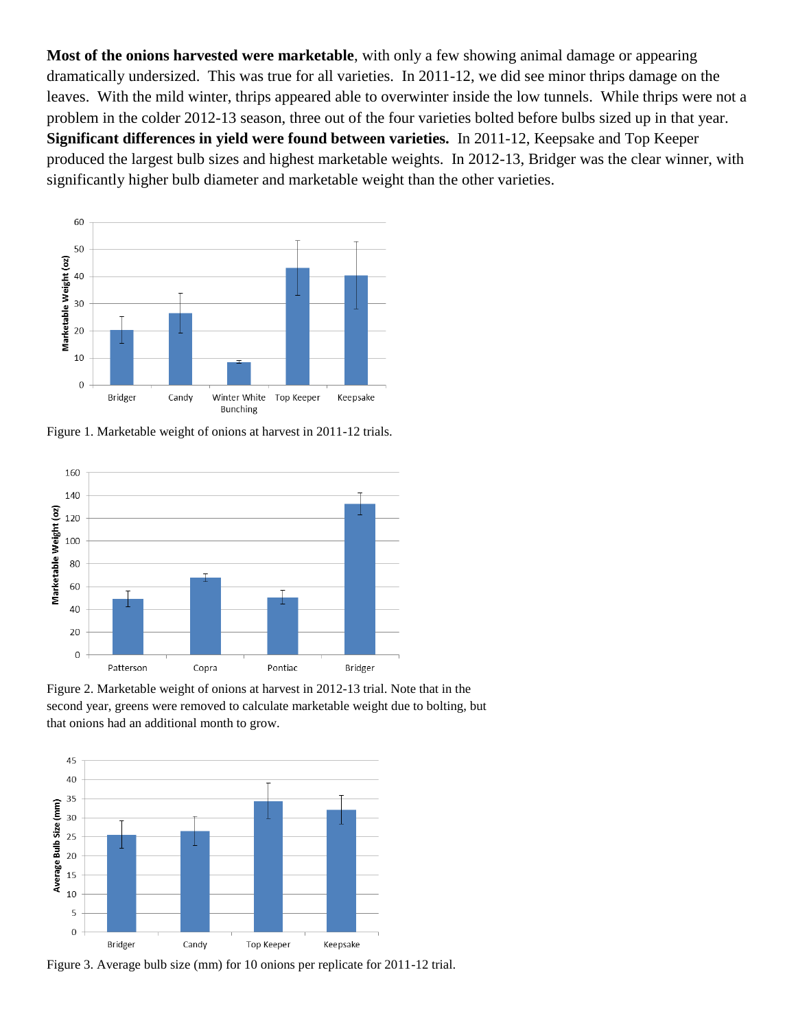**Most of the onions harvested were marketable**, with only a few showing animal damage or appearing dramatically undersized. This was true for all varieties. In 2011-12, we did see minor thrips damage on the leaves. With the mild winter, thrips appeared able to overwinter inside the low tunnels. While thrips were not a problem in the colder 2012-13 season, three out of the four varieties bolted before bulbs sized up in that year. **Significant differences in yield were found between varieties.** In 2011-12, Keepsake and Top Keeper produced the largest bulb sizes and highest marketable weights. In 2012-13, Bridger was the clear winner, with significantly higher bulb diameter and marketable weight than the other varieties.

Marketable Weight (oz)
0
10
20
30
40
50
60
Bridger
Candy
Winter White Bunching
Top Keeper
Keepsake

Figure 1. Marketable weight of onions at harvest in 2011-12 trials.

Marketable Weight (oz)
0
20
40
60
80
100
120
140
160
Patterson
Copra
Pontiac
Bridger

Figure 2. Marketable weight of onions at harvest in 2012-13 trial. Note that in the second year, greens were removed to calculate marketable weight due to bolting, but that onions had an additional month to grow.

Average Bulb Size (mm)
0
5
10
15
20
25
30
35
40
45
Bridger
Candy
Top Keeper
Keepsake

Figure 3. Average bulb size (mm) for 10 onions per replicate for 2011-12 trial.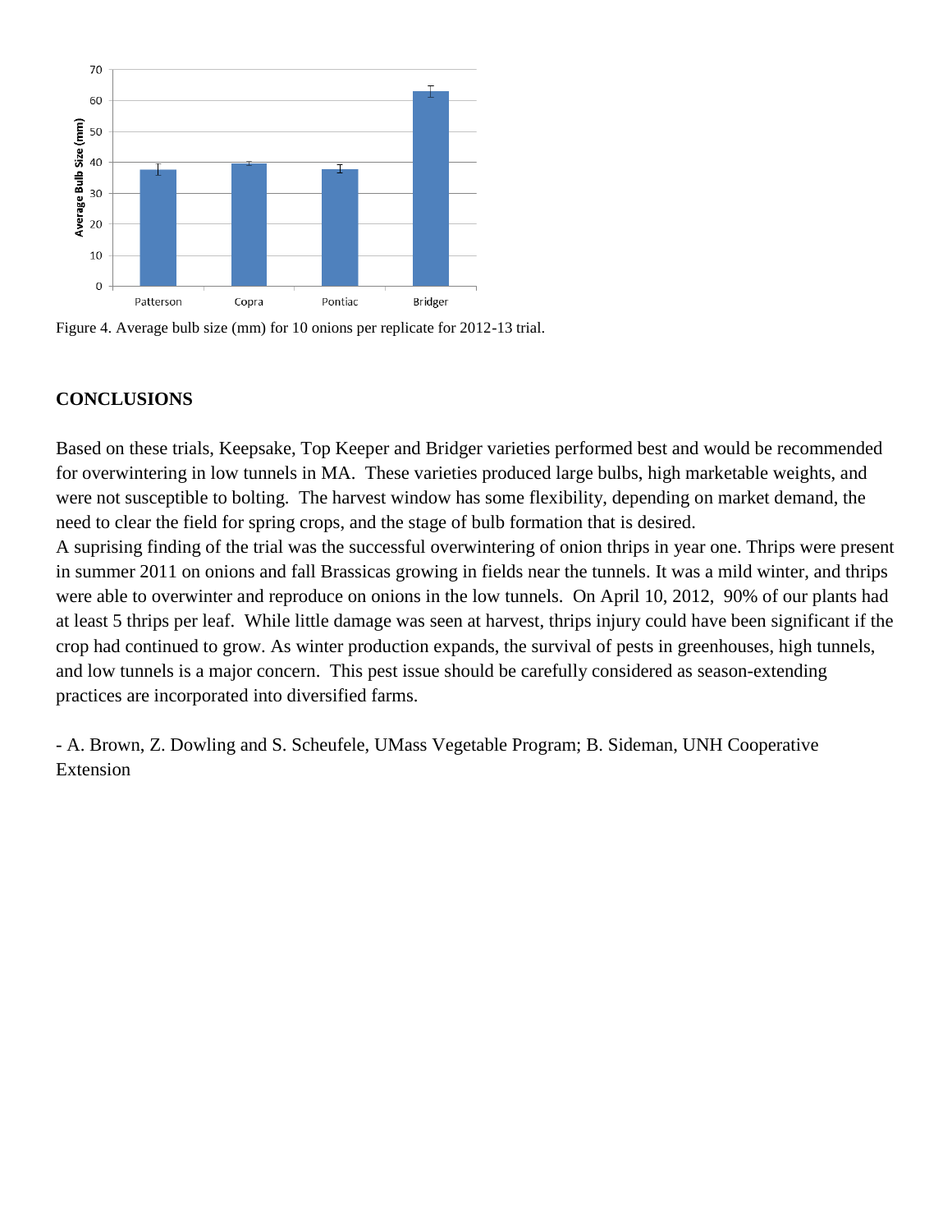70
60
50
40
30
20
10
0

Average Bulb Size (mm)

Patterson
Copra
Pontiac
Bridger

Figure 4. Average bulb size (mm) for 10 onions per replicate for 2012-13 trial.

## CONCLUSIONS

Based on these trials, Keepsake, Top Keeper and Bridger varieties performed best and would be recommended for overwintering in low tunnels in MA. These varieties produced large bulbs, high marketable weights, and were not susceptible to bolting. The harvest window has some flexibility, depending on market demand, the need to clear the field for spring crops, and the stage of bulb formation that is desired.

A suprising finding of the trial was the successful overwintering of onion thrips in year one. Thrips were present in summer 2011 on onions and fall Brassicas growing in fields near the tunnels. It was a mild winter, and thrips were able to overwinter and reproduce on onions in the low tunnels. On April 10, 2012, 90% of our plants had at least 5 thrips per leaf. While little damage was seen at harvest, thrips injury could have been significant if the crop had continued to grow. As winter production expands, the survival of pests in greenhouses, high tunnels, and low tunnels is a major concern. This pest issue should be carefully considered as season-extending practices are incorporated into diversified farms.

- A. Brown, Z. Dowling and S. Scheufele, UMass Vegetable Program; B. Sideman, UNH Cooperative Extension